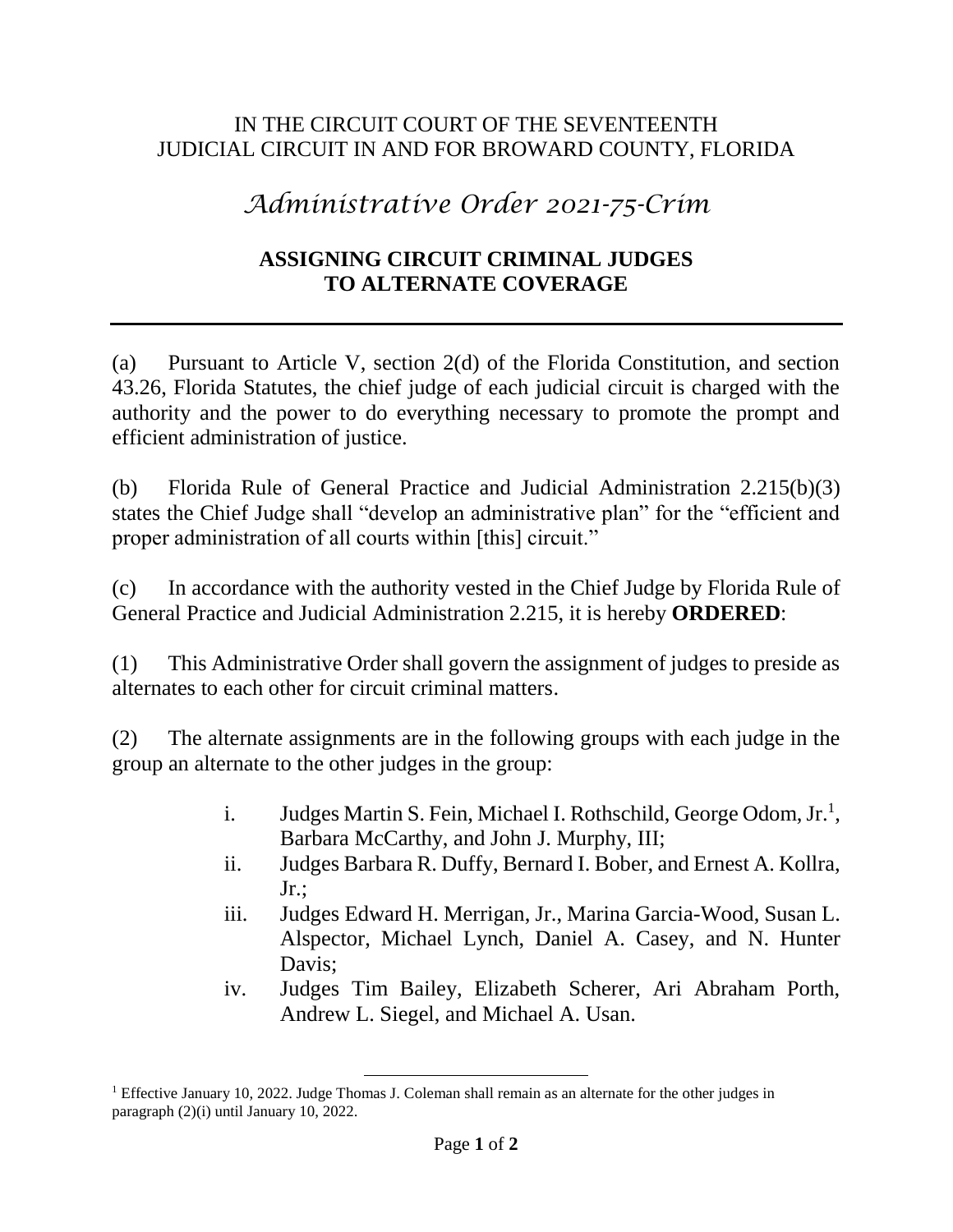IN THE CIRCUIT COURT OF THE SEVENTEENTH
JUDICIAL CIRCUIT IN AND FOR BROWARD COUNTY, FLORIDA

# *Administrative Order 2021-75-Crim*

## ASSIGNING CIRCUIT CRIMINAL JUDGES TO ALTERNATE COVERAGE

---

(a) Pursuant to Article V, section 2(d) of the Florida Constitution, and section 43.26, Florida Statutes, the chief judge of each judicial circuit is charged with the authority and the power to do everything necessary to promote the prompt and efficient administration of justice.

(b) Florida Rule of General Practice and Judicial Administration 2.215(b)(3) states the Chief Judge shall "develop an administrative plan" for the "efficient and proper administration of all courts within [this] circuit."

(c) In accordance with the authority vested in the Chief Judge by Florida Rule of General Practice and Judicial Administration 2.215, it is hereby **ORDERED**:

(1) This Administrative Order shall govern the assignment of judges to preside as alternates to each other for circuit criminal matters.

(2) The alternate assignments are in the following groups with each judge in the group an alternate to the other judges in the group:

i. Judges Martin S. Fein, Michael I. Rothschild, George Odom, Jr.[1], Barbara McCarthy, and John J. Murphy, III;

ii. Judges Barbara R. Duffy, Bernard I. Bober, and Ernest A. Kollra, Jr.;

iii. Judges Edward H. Merrigan, Jr., Marina Garcia-Wood, Susan L. Alspector, Michael Lynch, Daniel A. Casey, and N. Hunter Davis;

iv. Judges Tim Bailey, Elizabeth Scherer, Ari Abraham Porth, Andrew L. Siegel, and Michael A. Usan.

---

[1] Effective January 10, 2022. Judge Thomas J. Coleman shall remain as an alternate for the other judges in paragraph (2)(i) until January 10, 2022.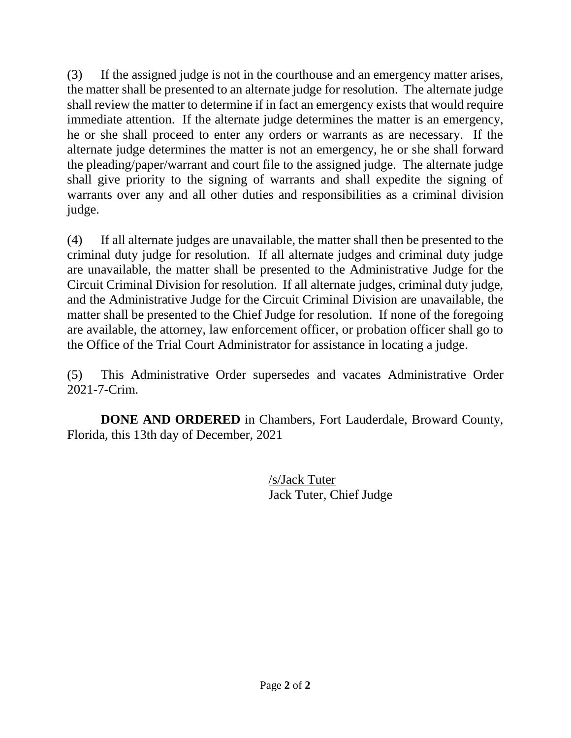(3) If the assigned judge is not in the courthouse and an emergency matter arises, the matter shall be presented to an alternate judge for resolution. The alternate judge shall review the matter to determine if in fact an emergency exists that would require immediate attention. If the alternate judge determines the matter is an emergency, he or she shall proceed to enter any orders or warrants as are necessary. If the alternate judge determines the matter is not an emergency, he or she shall forward the pleading/paper/warrant and court file to the assigned judge. The alternate judge shall give priority to the signing of warrants and shall expedite the signing of warrants over any and all other duties and responsibilities as a criminal division judge.

(4) If all alternate judges are unavailable, the matter shall then be presented to the criminal duty judge for resolution. If all alternate judges and criminal duty judge are unavailable, the matter shall be presented to the Administrative Judge for the Circuit Criminal Division for resolution. If all alternate judges, criminal duty judge, and the Administrative Judge for the Circuit Criminal Division are unavailable, the matter shall be presented to the Chief Judge for resolution. If none of the foregoing are available, the attorney, law enforcement officer, or probation officer shall go to the Office of the Trial Court Administrator for assistance in locating a judge.

(5) This Administrative Order supersedes and vacates Administrative Order 2021-7-Crim.

**DONE AND ORDERED** in Chambers, Fort Lauderdale, Broward County, Florida, this 13th day of December, 2021

/s/Jack Tuter
Jack Tuter, Chief Judge